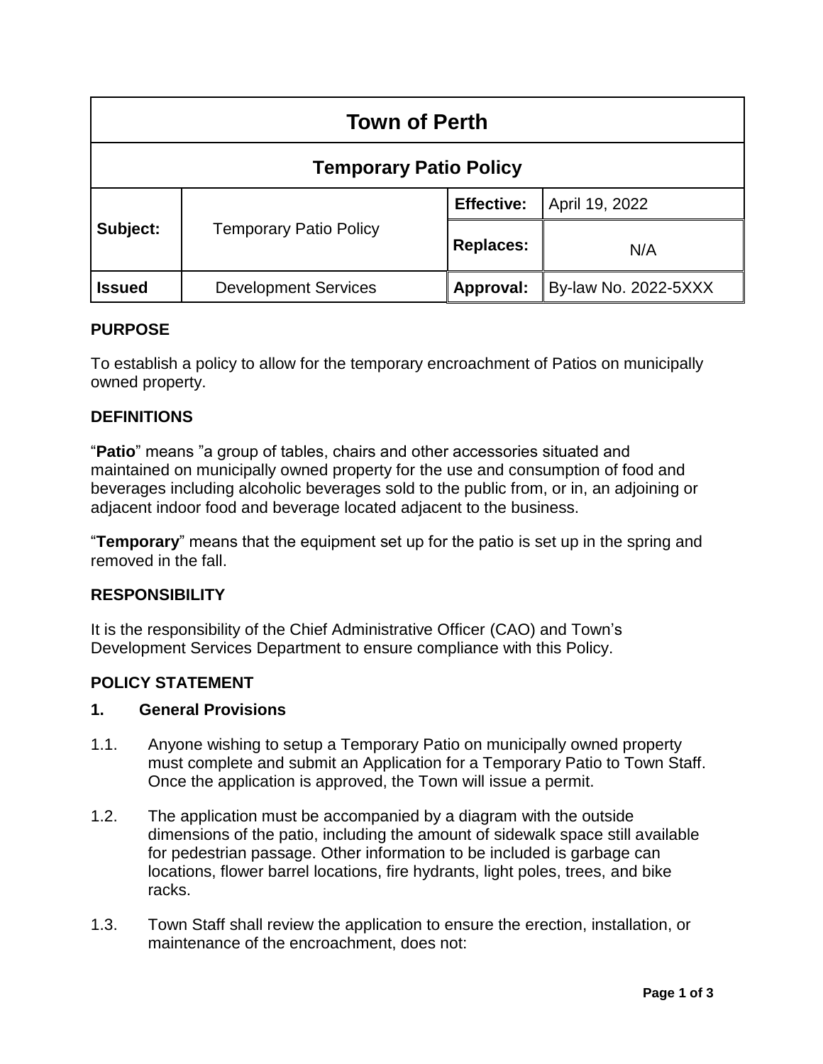| Town of Perth | | | |
|---|---|---|---|
| **Temporary Patio Policy** | | | |
| **Subject:** | Temporary Patio Policy | **Effective:** | April 19, 2022 |
| | | **Replaces:** | N/A |
| **Issued** | Development Services | **Approval:** | By-law No. 2022-5XXX |

## PURPOSE

To establish a policy to allow for the temporary encroachment of Patios on municipally owned property.

## DEFINITIONS

"**Patio**" means "a group of tables, chairs and other accessories situated and maintained on municipally owned property for the use and consumption of food and beverages including alcoholic beverages sold to the public from, or in, an adjoining or adjacent indoor food and beverage located adjacent to the business.

"**Temporary**" means that the equipment set up for the patio is set up in the spring and removed in the fall.

## RESPONSIBILITY

It is the responsibility of the Chief Administrative Officer (CAO) and Town's Development Services Department to ensure compliance with this Policy.

## POLICY STATEMENT

### 1. General Provisions

1.1. Anyone wishing to setup a Temporary Patio on municipally owned property must complete and submit an Application for a Temporary Patio to Town Staff. Once the application is approved, the Town will issue a permit.

1.2. The application must be accompanied by a diagram with the outside dimensions of the patio, including the amount of sidewalk space still available for pedestrian passage. Other information to be included is garbage can locations, flower barrel locations, fire hydrants, light poles, trees, and bike racks.

1.3. Town Staff shall review the application to ensure the erection, installation, or maintenance of the encroachment, does not: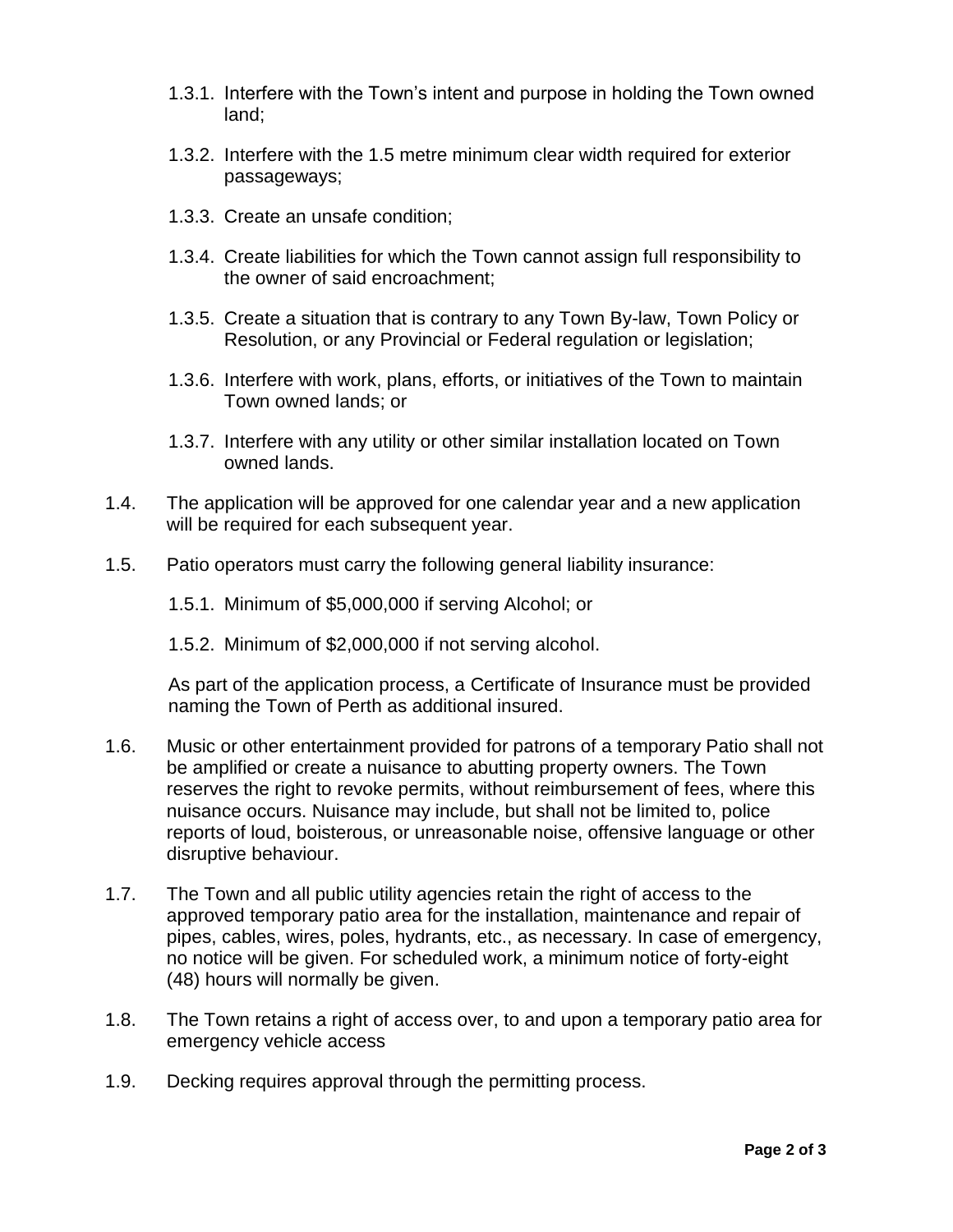- 1.3.1. Interfere with the Town's intent and purpose in holding the Town owned land;
- 1.3.2. Interfere with the 1.5 metre minimum clear width required for exterior passageways;
- 1.3.3. Create an unsafe condition;
- 1.3.4. Create liabilities for which the Town cannot assign full responsibility to the owner of said encroachment;
- 1.3.5. Create a situation that is contrary to any Town By-law, Town Policy or Resolution, or any Provincial or Federal regulation or legislation;
- 1.3.6. Interfere with work, plans, efforts, or initiatives of the Town to maintain Town owned lands; or
- 1.3.7. Interfere with any utility or other similar installation located on Town owned lands.

1.4. The application will be approved for one calendar year and a new application will be required for each subsequent year.

1.5. Patio operators must carry the following general liability insurance:

- 1.5.1. Minimum of $5,000,000 if serving Alcohol; or
- 1.5.2. Minimum of $2,000,000 if not serving alcohol.

As part of the application process, a Certificate of Insurance must be provided naming the Town of Perth as additional insured.

1.6. Music or other entertainment provided for patrons of a temporary Patio shall not be amplified or create a nuisance to abutting property owners. The Town reserves the right to revoke permits, without reimbursement of fees, where this nuisance occurs. Nuisance may include, but shall not be limited to, police reports of loud, boisterous, or unreasonable noise, offensive language or other disruptive behaviour.

1.7. The Town and all public utility agencies retain the right of access to the approved temporary patio area for the installation, maintenance and repair of pipes, cables, wires, poles, hydrants, etc., as necessary. In case of emergency, no notice will be given. For scheduled work, a minimum notice of forty-eight (48) hours will normally be given.

1.8. The Town retains a right of access over, to and upon a temporary patio area for emergency vehicle access

1.9. Decking requires approval through the permitting process.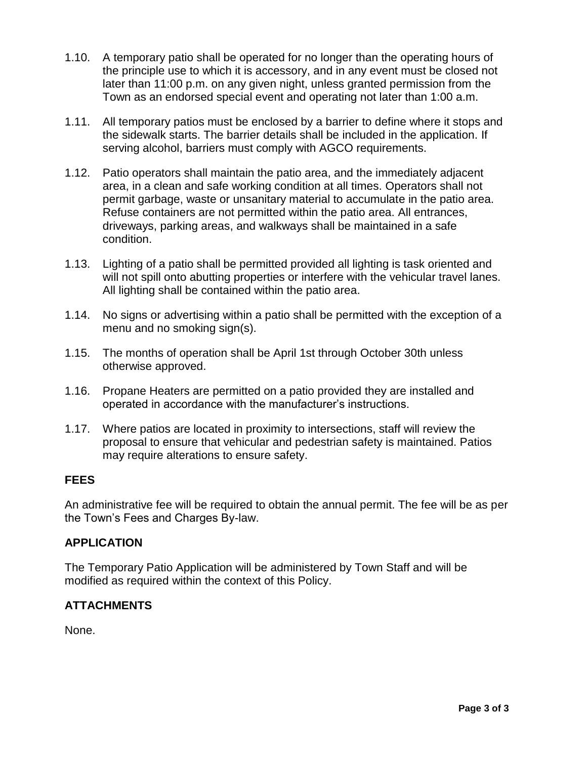1.10. A temporary patio shall be operated for no longer than the operating hours of the principle use to which it is accessory, and in any event must be closed not later than 11:00 p.m. on any given night, unless granted permission from the Town as an endorsed special event and operating not later than 1:00 a.m.

1.11. All temporary patios must be enclosed by a barrier to define where it stops and the sidewalk starts. The barrier details shall be included in the application. If serving alcohol, barriers must comply with AGCO requirements.

1.12. Patio operators shall maintain the patio area, and the immediately adjacent area, in a clean and safe working condition at all times. Operators shall not permit garbage, waste or unsanitary material to accumulate in the patio area. Refuse containers are not permitted within the patio area. All entrances, driveways, parking areas, and walkways shall be maintained in a safe condition.

1.13. Lighting of a patio shall be permitted provided all lighting is task oriented and will not spill onto abutting properties or interfere with the vehicular travel lanes. All lighting shall be contained within the patio area.

1.14. No signs or advertising within a patio shall be permitted with the exception of a menu and no smoking sign(s).

1.15. The months of operation shall be April 1st through October 30th unless otherwise approved.

1.16. Propane Heaters are permitted on a patio provided they are installed and operated in accordance with the manufacturer's instructions.

1.17. Where patios are located in proximity to intersections, staff will review the proposal to ensure that vehicular and pedestrian safety is maintained. Patios may require alterations to ensure safety.

## FEES

An administrative fee will be required to obtain the annual permit. The fee will be as per the Town's Fees and Charges By-law.

## APPLICATION

The Temporary Patio Application will be administered by Town Staff and will be modified as required within the context of this Policy.

## ATTACHMENTS

None.